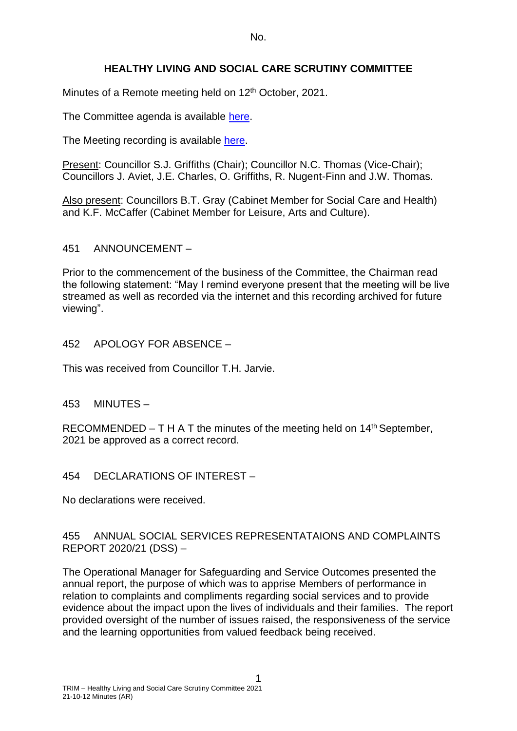No.

# HEALTHY LIVING AND SOCIAL CARE SCRUTINY COMMITTEE

Minutes of a Remote meeting held on 12th October, 2021.

The Committee agenda is available here.

The Meeting recording is available here.

Present: Councillor S.J. Griffiths (Chair); Councillor N.C. Thomas (Vice-Chair); Councillors J. Aviet, J.E. Charles, O. Griffiths, R. Nugent-Finn and J.W. Thomas.

Also present: Councillors B.T. Gray (Cabinet Member for Social Care and Health) and K.F. McCaffer (Cabinet Member for Leisure, Arts and Culture).

## 451 ANNOUNCEMENT –

Prior to the commencement of the business of the Committee, the Chairman read the following statement: "May I remind everyone present that the meeting will be live streamed as well as recorded via the internet and this recording archived for future viewing".

## 452 APOLOGY FOR ABSENCE –

This was received from Councillor T.H. Jarvie.

## 453 MINUTES –

RECOMMENDED – T H A T the minutes of the meeting held on 14th September, 2021 be approved as a correct record.

## 454 DECLARATIONS OF INTEREST –

No declarations were received.

## 455 ANNUAL SOCIAL SERVICES REPRESENTATAIONS AND COMPLAINTS REPORT 2020/21 (DSS) –

The Operational Manager for Safeguarding and Service Outcomes presented the annual report, the purpose of which was to apprise Members of performance in relation to complaints and compliments regarding social services and to provide evidence about the impact upon the lives of individuals and their families. The report provided oversight of the number of issues raised, the responsiveness of the service and the learning opportunities from valued feedback being received.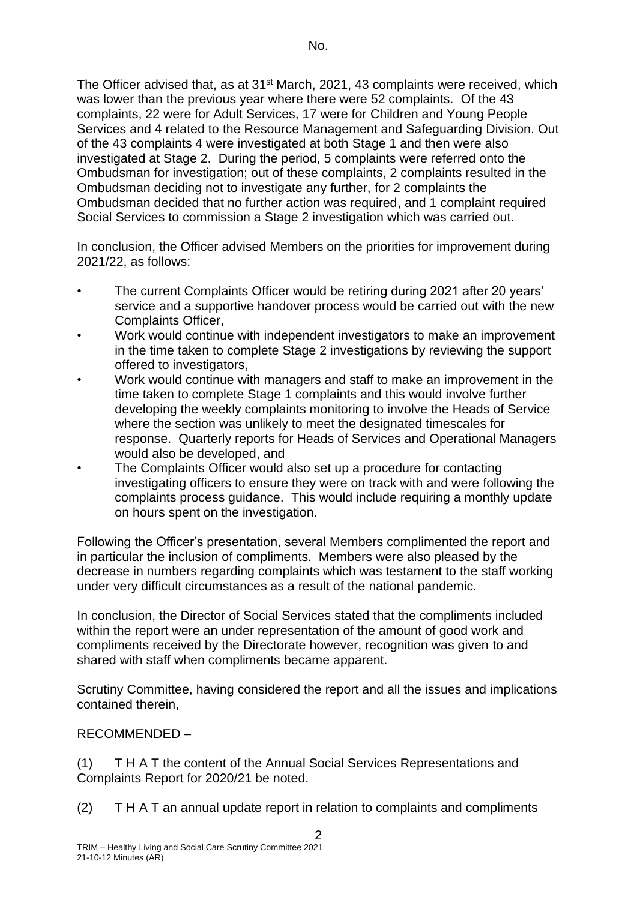The Officer advised that, as at 31st March, 2021, 43 complaints were received, which was lower than the previous year where there were 52 complaints. Of the 43 complaints, 22 were for Adult Services, 17 were for Children and Young People Services and 4 related to the Resource Management and Safeguarding Division. Out of the 43 complaints 4 were investigated at both Stage 1 and then were also investigated at Stage 2. During the period, 5 complaints were referred onto the Ombudsman for investigation; out of these complaints, 2 complaints resulted in the Ombudsman deciding not to investigate any further, for 2 complaints the Ombudsman decided that no further action was required, and 1 complaint required Social Services to commission a Stage 2 investigation which was carried out.

In conclusion, the Officer advised Members on the priorities for improvement during 2021/22, as follows:

- The current Complaints Officer would be retiring during 2021 after 20 years' service and a supportive handover process would be carried out with the new Complaints Officer,
- Work would continue with independent investigators to make an improvement in the time taken to complete Stage 2 investigations by reviewing the support offered to investigators,
- Work would continue with managers and staff to make an improvement in the time taken to complete Stage 1 complaints and this would involve further developing the weekly complaints monitoring to involve the Heads of Service where the section was unlikely to meet the designated timescales for response. Quarterly reports for Heads of Services and Operational Managers would also be developed, and
- The Complaints Officer would also set up a procedure for contacting investigating officers to ensure they were on track with and were following the complaints process guidance. This would include requiring a monthly update on hours spent on the investigation.

Following the Officer's presentation, several Members complimented the report and in particular the inclusion of compliments. Members were also pleased by the decrease in numbers regarding complaints which was testament to the staff working under very difficult circumstances as a result of the national pandemic.

In conclusion, the Director of Social Services stated that the compliments included within the report were an under representation of the amount of good work and compliments received by the Directorate however, recognition was given to and shared with staff when compliments became apparent.

Scrutiny Committee, having considered the report and all the issues and implications contained therein,

RECOMMENDED –

(1) T H A T the content of the Annual Social Services Representations and Complaints Report for 2020/21 be noted.

(2) T H A T an annual update report in relation to complaints and compliments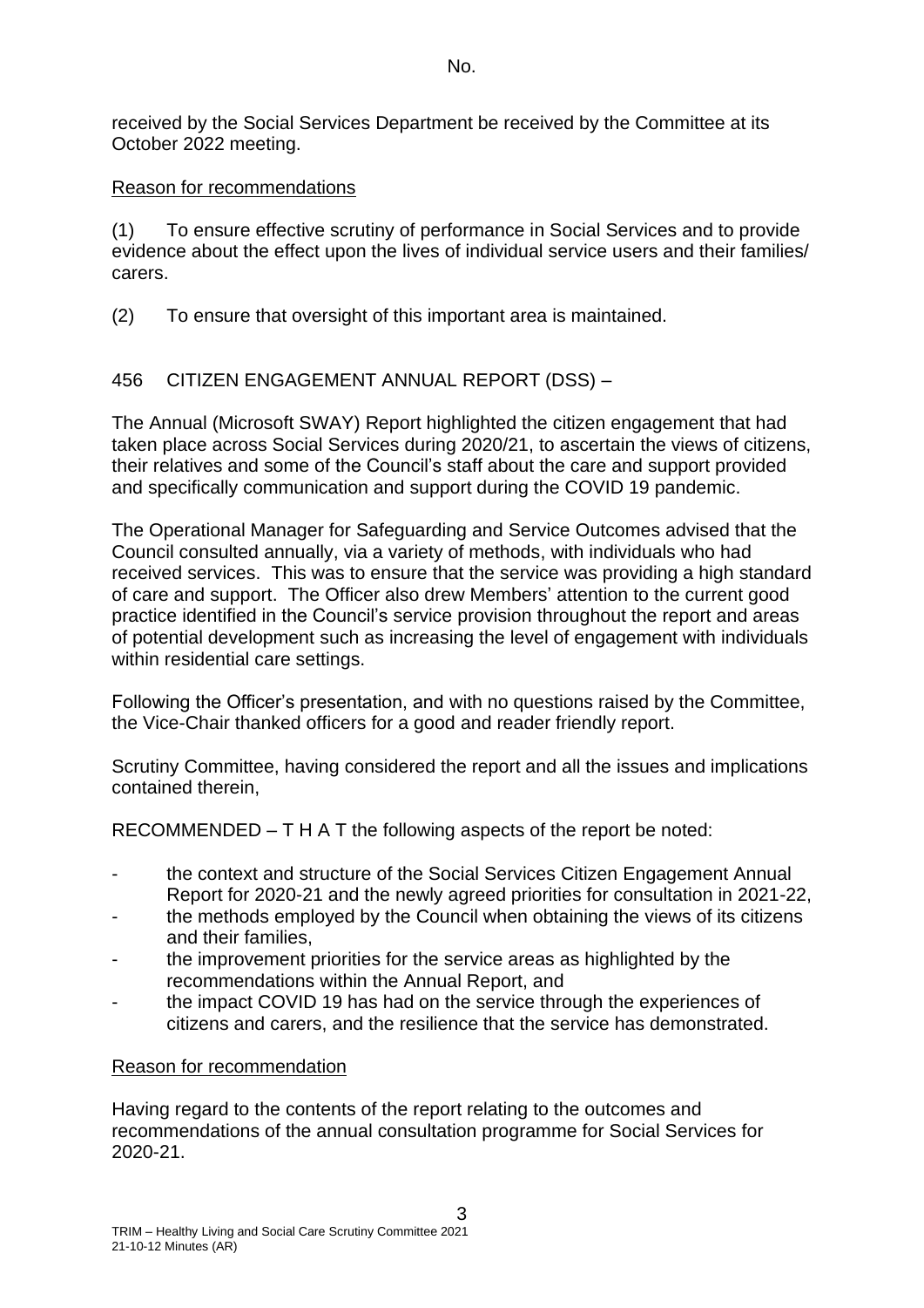received by the Social Services Department be received by the Committee at its October 2022 meeting.

Reason for recommendations

(1) To ensure effective scrutiny of performance in Social Services and to provide evidence about the effect upon the lives of individual service users and their families/ carers.

(2) To ensure that oversight of this important area is maintained.

456 CITIZEN ENGAGEMENT ANNUAL REPORT (DSS) –

The Annual (Microsoft SWAY) Report highlighted the citizen engagement that had taken place across Social Services during 2020/21, to ascertain the views of citizens, their relatives and some of the Council's staff about the care and support provided and specifically communication and support during the COVID 19 pandemic.

The Operational Manager for Safeguarding and Service Outcomes advised that the Council consulted annually, via a variety of methods, with individuals who had received services. This was to ensure that the service was providing a high standard of care and support. The Officer also drew Members' attention to the current good practice identified in the Council's service provision throughout the report and areas of potential development such as increasing the level of engagement with individuals within residential care settings.

Following the Officer's presentation, and with no questions raised by the Committee, the Vice-Chair thanked officers for a good and reader friendly report.

Scrutiny Committee, having considered the report and all the issues and implications contained therein,

RECOMMENDED – T H A T the following aspects of the report be noted:

- the context and structure of the Social Services Citizen Engagement Annual Report for 2020-21 and the newly agreed priorities for consultation in 2021-22,
- the methods employed by the Council when obtaining the views of its citizens and their families,
- the improvement priorities for the service areas as highlighted by the recommendations within the Annual Report, and
- the impact COVID 19 has had on the service through the experiences of citizens and carers, and the resilience that the service has demonstrated.

Reason for recommendation

Having regard to the contents of the report relating to the outcomes and recommendations of the annual consultation programme for Social Services for 2020-21.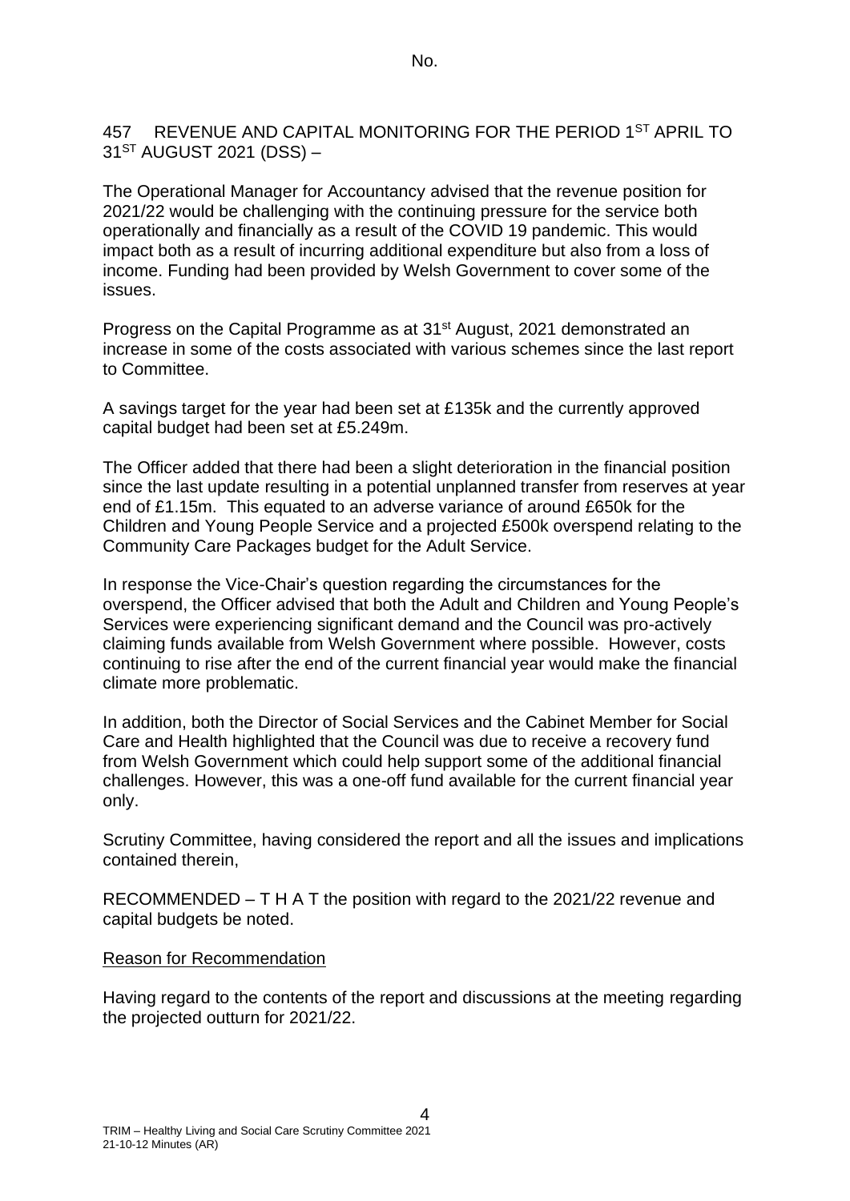## 457 REVENUE AND CAPITAL MONITORING FOR THE PERIOD 1ST APRIL TO 31ST AUGUST 2021 (DSS) –

The Operational Manager for Accountancy advised that the revenue position for 2021/22 would be challenging with the continuing pressure for the service both operationally and financially as a result of the COVID 19 pandemic. This would impact both as a result of incurring additional expenditure but also from a loss of income. Funding had been provided by Welsh Government to cover some of the issues.

Progress on the Capital Programme as at 31st August, 2021 demonstrated an increase in some of the costs associated with various schemes since the last report to Committee.

A savings target for the year had been set at £135k and the currently approved capital budget had been set at £5.249m.

The Officer added that there had been a slight deterioration in the financial position since the last update resulting in a potential unplanned transfer from reserves at year end of £1.15m. This equated to an adverse variance of around £650k for the Children and Young People Service and a projected £500k overspend relating to the Community Care Packages budget for the Adult Service.

In response the Vice-Chair's question regarding the circumstances for the overspend, the Officer advised that both the Adult and Children and Young People's Services were experiencing significant demand and the Council was pro-actively claiming funds available from Welsh Government where possible. However, costs continuing to rise after the end of the current financial year would make the financial climate more problematic.

In addition, both the Director of Social Services and the Cabinet Member for Social Care and Health highlighted that the Council was due to receive a recovery fund from Welsh Government which could help support some of the additional financial challenges. However, this was a one-off fund available for the current financial year only.

Scrutiny Committee, having considered the report and all the issues and implications contained therein,

RECOMMENDED – T H A T the position with regard to the 2021/22 revenue and capital budgets be noted.

Reason for Recommendation

Having regard to the contents of the report and discussions at the meeting regarding the projected outturn for 2021/22.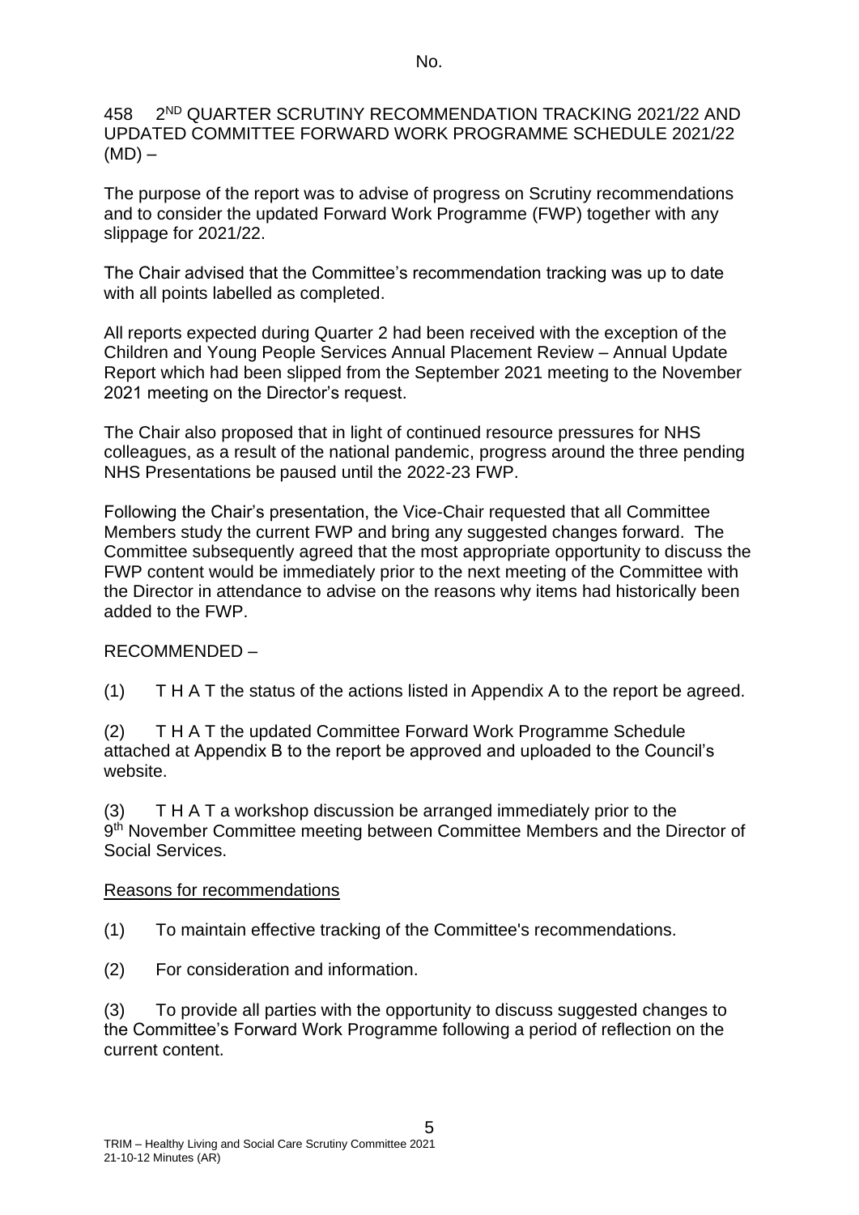No.

458 2[ND] QUARTER SCRUTINY RECOMMENDATION TRACKING 2021/22 AND UPDATED COMMITTEE FORWARD WORK PROGRAMME SCHEDULE 2021/22 (MD) –

The purpose of the report was to advise of progress on Scrutiny recommendations and to consider the updated Forward Work Programme (FWP) together with any slippage for 2021/22.

The Chair advised that the Committee's recommendation tracking was up to date with all points labelled as completed.

All reports expected during Quarter 2 had been received with the exception of the Children and Young People Services Annual Placement Review – Annual Update Report which had been slipped from the September 2021 meeting to the November 2021 meeting on the Director's request.

The Chair also proposed that in light of continued resource pressures for NHS colleagues, as a result of the national pandemic, progress around the three pending NHS Presentations be paused until the 2022-23 FWP.

Following the Chair's presentation, the Vice-Chair requested that all Committee Members study the current FWP and bring any suggested changes forward. The Committee subsequently agreed that the most appropriate opportunity to discuss the FWP content would be immediately prior to the next meeting of the Committee with the Director in attendance to advise on the reasons why items had historically been added to the FWP.

RECOMMENDED –

(1) T H A T the status of the actions listed in Appendix A to the report be agreed.

(2) T H A T the updated Committee Forward Work Programme Schedule attached at Appendix B to the report be approved and uploaded to the Council's website.

(3) T H A T a workshop discussion be arranged immediately prior to the 9[th] November Committee meeting between Committee Members and the Director of Social Services.

Reasons for recommendations

(1) To maintain effective tracking of the Committee's recommendations.

(2) For consideration and information.

(3) To provide all parties with the opportunity to discuss suggested changes to the Committee's Forward Work Programme following a period of reflection on the current content.